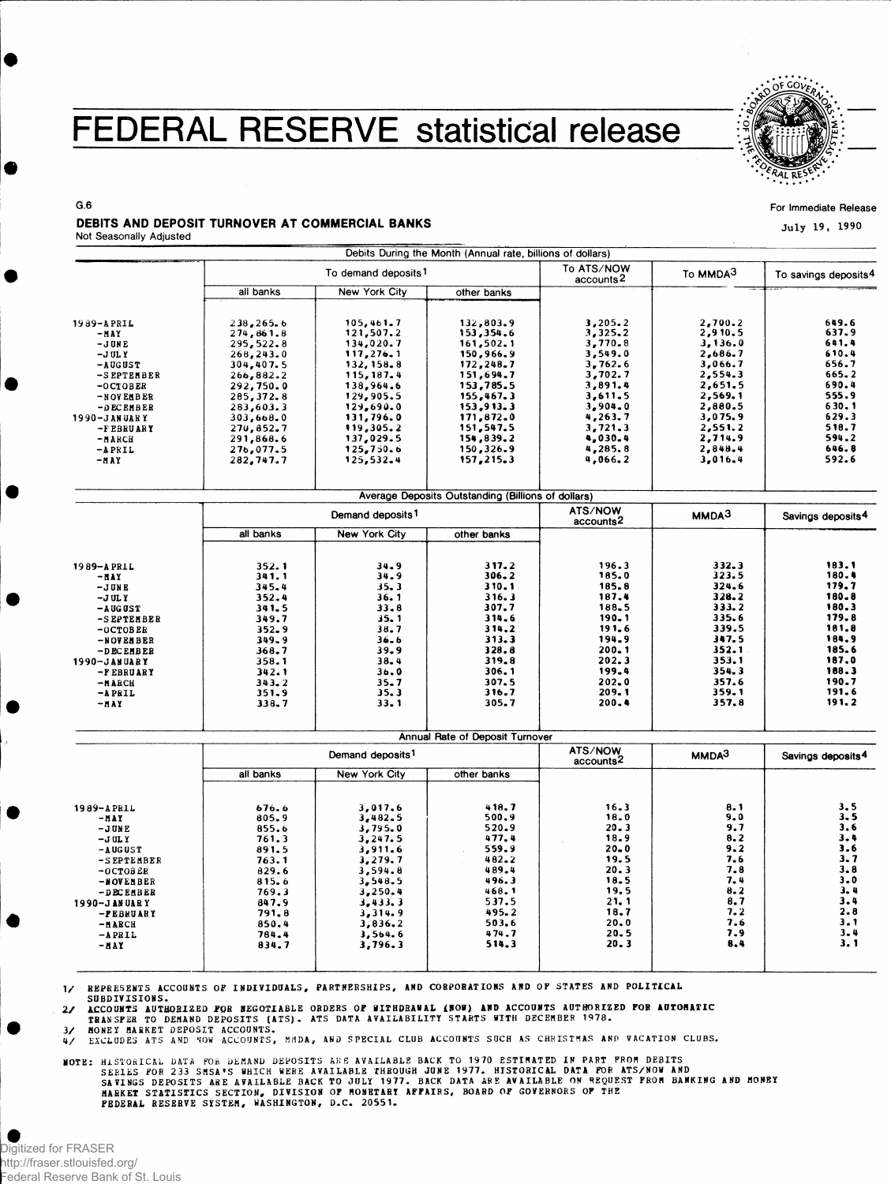# FEDERAL RESERVE statistical release

G.6

For Immediate Release

July 19, 1990

## DEBITS AND DEPOSIT TURNOVER AT COMMERCIAL BANKS

Not Seasonally Adjusted

| | Debits During the Month (Annual rate, billions of dollars) | | | | | |
|---|---|---|---|---|---|---|
| | To demand deposits[1] | | | To ATS/NOW accounts[2] | To MMDA[3] | To savings deposits[4] |
| | all banks | New York City | other banks | | | |
| 1989-APRIL | 238,265.6 | 105,461.7 | 132,803.9 | 3,205.2 | 2,700.2 | 649.6 |
| -MAY | 274,861.8 | 121,507.2 | 153,354.6 | 3,325.2 | 2,910.5 | 637.9 |
| -JUNE | 295,522.8 | 134,020.7 | 161,502.1 | 3,770.8 | 3,136.0 | 641.4 |
| -JULY | 268,243.0 | 117,276.1 | 150,966.9 | 3,549.0 | 2,686.7 | 610.4 |
| -AUGUST | 304,407.5 | 132,158.8 | 172,248.7 | 3,762.6 | 3,066.7 | 656.7 |
| -SEPTEMBER | 266,882.2 | 115,187.4 | 151,694.7 | 3,702.7 | 2,554.3 | 665.2 |
| -OCTOBER | 292,750.0 | 138,964.6 | 153,785.5 | 3,891.4 | 2,651.5 | 690.4 |
| -NOVEMBER | 285,372.8 | 129,905.5 | 155,467.3 | 3,611.5 | 2,569.1 | 555.9 |
| -DECEMBER | 283,603.3 | 129,690.0 | 153,913.3 | 3,904.0 | 2,880.5 | 630.1 |
| 1990-JANUARY | 303,668.0 | 131,796.0 | 171,872.0 | 4,263.7 | 3,075.9 | 629.3 |
| -FEBRUARY | 270,852.7 | 119,305.2 | 151,547.5 | 3,721.3 | 2,551.2 | 518.7 |
| -MARCH | 291,868.6 | 137,029.5 | 154,839.2 | 4,030.4 | 2,714.9 | 594.2 |
| -APRIL | 276,077.5 | 125,750.6 | 150,326.9 | 4,285.8 | 2,848.4 | 646.8 |
| -MAY | 282,747.7 | 125,532.4 | 157,215.3 | 4,066.2 | 3,016.4 | 592.6 |

| | Average Deposits Outstanding (Billions of dollars) | | | | | |
|---|---|---|---|---|---|---|
| | Demand deposits[1] | | | ATS/NOW accounts[2] | MMDA[3] | Savings deposits[4] |
| | all banks | New York City | other banks | | | |
| 1989-APRIL | 352.1 | 34.9 | 317.2 | 196.3 | 332.3 | 183.1 |
| -MAY | 341.1 | 34.9 | 306.2 | 185.0 | 323.5 | 180.4 |
| -JUNE | 345.4 | 35.3 | 310.1 | 185.8 | 324.6 | 179.7 |
| -JULY | 352.4 | 36.1 | 316.3 | 187.4 | 328.2 | 180.8 |
| -AUGUST | 341.5 | 33.8 | 307.7 | 188.5 | 333.2 | 180.3 |
| -SEPTEMBER | 349.7 | 35.1 | 314.6 | 190.1 | 335.6 | 179.8 |
| -OCTOBER | 352.9 | 38.7 | 314.2 | 191.6 | 339.5 | 181.8 |
| -NOVEMBER | 349.9 | 36.6 | 313.3 | 194.9 | 347.5 | 184.9 |
| -DECEMBER | 368.7 | 39.9 | 328.8 | 200.1 | 352.1 | 185.6 |
| 1990-JANUARY | 358.1 | 38.4 | 319.8 | 202.3 | 353.1 | 187.0 |
| -FEBRUARY | 342.1 | 36.0 | 306.1 | 199.4 | 354.3 | 188.3 |
| -MARCH | 343.2 | 35.7 | 307.5 | 202.0 | 357.6 | 190.7 |
| -APRIL | 351.9 | 35.3 | 316.7 | 209.1 | 359.1 | 191.6 |
| -MAY | 338.7 | 33.1 | 305.7 | 200.4 | 357.8 | 191.2 |

| | Annual Rate of Deposit Turnover | | | | | |
|---|---|---|---|---|---|---|
| | Demand deposits[1] | | | ATS/NOW accounts[2] | MMDA[3] | Savings deposits[4] |
| | all banks | New York City | other banks | | | |
| 1989-APRIL | 676.6 | 3,017.6 | 418.7 | 16.3 | 8.1 | 3.5 |
| -MAY | 805.9 | 3,482.5 | 500.9 | 18.0 | 9.0 | 3.5 |
| -JUNE | 855.6 | 3,795.0 | 520.9 | 20.3 | 9.7 | 3.6 |
| -JULY | 761.3 | 3,247.5 | 477.4 | 18.9 | 8.2 | 3.4 |
| -AUGUST | 891.5 | 3,911.6 | 559.9 | 20.0 | 9.2 | 3.6 |
| -SEPTEMBER | 763.1 | 3,279.7 | 482.2 | 19.5 | 7.6 | 3.7 |
| -OCTOBER | 829.6 | 3,594.8 | 489.4 | 20.3 | 7.8 | 3.8 |
| -NOVEMBER | 815.6 | 3,548.5 | 496.3 | 18.5 | 7.4 | 3.0 |
| -DECEMBER | 769.3 | 3,250.4 | 468.1 | 19.5 | 8.2 | 3.4 |
| 1990-JANUARY | 847.9 | 3,433.3 | 537.5 | 21.1 | 8.7 | 3.4 |
| -FEBRUARY | 791.8 | 3,314.9 | 495.2 | 18.7 | 7.2 | 2.8 |
| -MARCH | 850.4 | 3,836.2 | 503.6 | 20.0 | 7.6 | 3.1 |
| -APRIL | 784.4 | 3,564.6 | 474.7 | 20.5 | 7.9 | 3.4 |
| -MAY | 834.7 | 3,796.3 | 514.3 | 20.3 | 8.4 | 3.1 |

1/ REPRESENTS ACCOUNTS OF INDIVIDUALS, PARTNERSHIPS, AND CORPORATIONS AND OF STATES AND POLITICAL SUBDIVISIONS.
2/ ACCOUNTS AUTHORIZED FOR NEGOTIABLE ORDERS OF WITHDRAWAL (NOW) AND ACCOUNTS AUTHORIZED FOR AUTOMATIC TRANSFER TO DEMAND DEPOSITS (ATS). ATS DATA AVAILABILITY STARTS WITH DECEMBER 1978.
3/ MONEY MARKET DEPOSIT ACCOUNTS.
4/ EXCLUDES ATS AND NOW ACCOUNTS, MMDA, AND SPECIAL CLUB ACCOUNTS SUCH AS CHRISTMAS AND VACATION CLUBS.

NOTE: HISTORICAL DATA FOR DEMAND DEPOSITS ARE AVAILABLE BACK TO 1970 ESTIMATED IN PART FROM DEBITS SERIES FOR 233 SMSA'S WHICH WERE AVAILABLE THROUGH JUNE 1977. HISTORICAL DATA FOR ATS/NOW AND SAVINGS DEPOSITS ARE AVAILABLE BACK TO JULY 1977. BACK DATA ARE AVAILABLE ON REQUEST FROM BANKING AND MONEY MARKET STATISTICS SECTION, DIVISION OF MONETARY AFFAIRS, BOARD OF GOVERNORS OF THE FEDERAL RESERVE SYSTEM, WASHINGTON, D.C. 20551.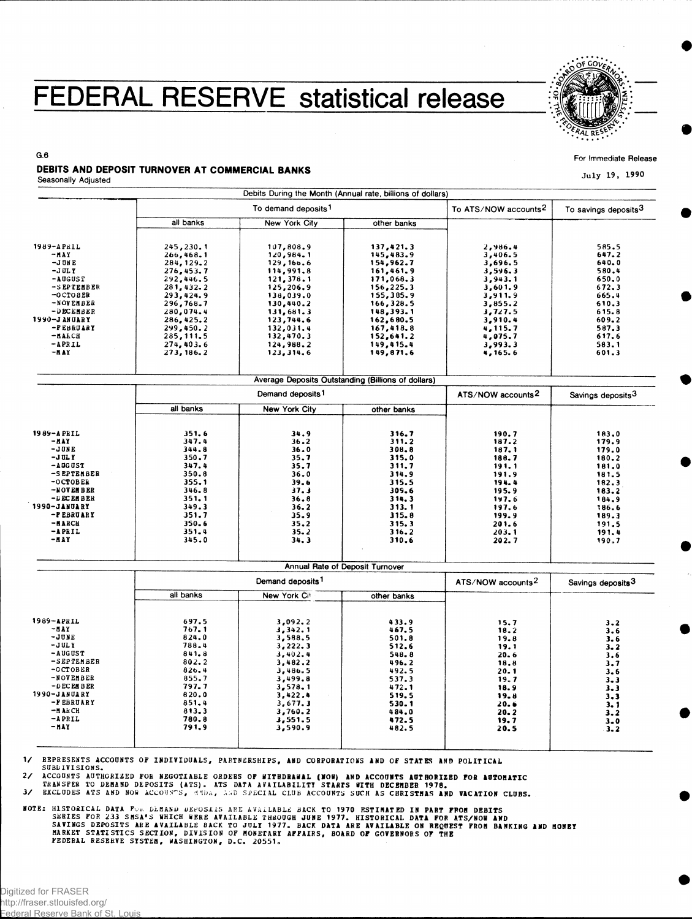# FEDERAL RESERVE statistical release

G.6

For Immediate Release

July 19, 1990

## DEBITS AND DEPOSIT TURNOVER AT COMMERCIAL BANKS

Seasonally Adjusted

| | Debits During the Month (Annual rate, billions of dollars) | | | | |
|---|---|---|---|---|---|
| | To demand deposits[1] | | | To ATS/NOW accounts[2] | To savings deposits[3] |
| | all banks | New York City | other banks | | |
| 1989-APRIL | 245,230.1 | 107,808.9 | 137,421.3 | 2,986.4 | 585.5 |
| -MAY | 266,468.1 | 120,984.1 | 145,483.9 | 3,406.5 | 647.2 |
| -JUNE | 284,129.2 | 129,166.6 | 154,962.7 | 3,696.5 | 640.0 |
| -JULY | 276,453.7 | 114,991.8 | 161,461.9 | 3,596.3 | 580.4 |
| -AUGUST | 292,446.5 | 121,378.1 | 171,068.3 | 3,943.1 | 650.0 |
| -SEPTEMBER | 281,432.2 | 125,206.9 | 156,225.3 | 3,601.9 | 672.3 |
| -OCTOBER | 293,424.9 | 138,039.0 | 155,385.9 | 3,911.9 | 665.4 |
| -NOVEMBER | 296,768.7 | 130,440.2 | 166,328.5 | 3,855.2 | 610.3 |
| -DECEMBER | 280,074.4 | 131,681.3 | 148,393.1 | 3,727.5 | 615.8 |
| 1990-JANUARY | 286,425.2 | 123,744.6 | 162,680.5 | 3,910.4 | 609.2 |
| -FEBRUARY | 299,450.2 | 132,031.4 | 167,418.8 | 4,115.7 | 587.3 |
| -MARCH | 285,111.5 | 132,470.3 | 152,641.2 | 4,075.7 | 617.6 |
| -APRIL | 274,403.6 | 124,988.2 | 149,415.4 | 3,993.3 | 583.1 |
| -MAY | 273,186.2 | 123,314.6 | 149,871.6 | 4,165.6 | 601.3 |

| | Average Deposits Outstanding (Billions of dollars) | | | | |
|---|---|---|---|---|---|
| | Demand deposits[1] | | | ATS/NOW accounts[2] | Savings deposits[3] |
| | all banks | New York City | other banks | | |
| 1989-APRIL | 351.6 | 34.9 | 316.7 | 190.7 | 183.0 |
| -MAY | 347.4 | 36.2 | 311.2 | 187.2 | 179.9 |
| -JUNE | 344.8 | 36.0 | 308.8 | 187.1 | 179.0 |
| -JULY | 350.7 | 35.7 | 315.0 | 188.7 | 180.2 |
| -AUGUST | 347.4 | 35.7 | 311.7 | 191.1 | 181.0 |
| -SEPTEMBER | 350.8 | 36.0 | 314.9 | 191.9 | 181.5 |
| -OCTOBER | 355.1 | 39.6 | 315.5 | 194.4 | 182.3 |
| -NOVEMBER | 346.8 | 37.3 | 309.6 | 195.9 | 183.2 |
| -DECEMBER | 351.1 | 36.8 | 314.3 | 197.6 | 184.9 |
| 1990-JANUARY | 349.3 | 36.2 | 313.1 | 197.6 | 186.6 |
| -FEBRUARY | 351.7 | 35.9 | 315.8 | 199.9 | 189.3 |
| -MARCH | 350.6 | 35.2 | 315.3 | 201.6 | 191.5 |
| -APRIL | 351.4 | 35.2 | 316.2 | 203.1 | 191.4 |
| -MAY | 345.0 | 34.3 | 310.6 | 202.7 | 190.7 |

| | Annual Rate of Deposit Turnover | | | | |
|---|---|---|---|---|---|
| | Demand deposits[1] | | | ATS/NOW accounts[2] | Savings deposits[3] |
| | all banks | New York City | other banks | | |
| 1989-APRIL | 697.5 | 3,092.2 | 433.9 | 15.7 | 3.2 |
| -MAY | 767.1 | 3,342.1 | 467.5 | 18.2 | 3.6 |
| -JUNE | 824.0 | 3,588.5 | 501.8 | 19.8 | 3.6 |
| -JULY | 788.4 | 3,222.3 | 512.6 | 19.1 | 3.2 |
| -AUGUST | 841.8 | 3,402.4 | 548.8 | 20.6 | 3.6 |
| -SEPTEMBER | 802.2 | 3,482.2 | 496.2 | 18.8 | 3.7 |
| -OCTOBER | 826.4 | 3,486.5 | 492.5 | 20.1 | 3.6 |
| -NOVEMBER | 855.7 | 3,499.8 | 537.3 | 19.7 | 3.3 |
| -DECEMBER | 797.7 | 3,578.1 | 472.1 | 18.9 | 3.3 |
| 1990-JANUARY | 820.0 | 3,422.4 | 519.5 | 19.8 | 3.3 |
| -FEBRUARY | 851.4 | 3,677.3 | 530.1 | 20.6 | 3.1 |
| -MARCH | 813.3 | 3,760.2 | 484.0 | 20.2 | 3.2 |
| -APRIL | 780.8 | 3,551.5 | 472.5 | 19.7 | 3.0 |
| -MAY | 791.9 | 3,590.9 | 482.5 | 20.5 | 3.2 |

1/ REPRESENTS ACCOUNTS OF INDIVIDUALS, PARTNERSHIPS, AND CORPORATIONS AND OF STATES AND POLITICAL SUBDIVISIONS.

2/ ACCOUNTS AUTHORIZED FOR NEGOTIABLE ORDERS OF WITHDRAWAL (NOW) AND ACCOUNTS AUTHORIZED FOR AUTOMATIC TRANSFER TO DEMAND DEPOSITS (ATS). ATS DATA AVAILABILITY STARTS WITH DECEMBER 1978.

3/ EXCLUDES ATS AND NOW ACCOUNTS, MMDA, AND SPECIAL CLUB ACCOUNTS SUCH AS CHRISTMAS AND VACATION CLUBS.

NOTE: HISTORICAL DATA FOR DEMAND DEPOSITS ARE AVAILABLE BACK TO 1970 ESTIMATED IN PART FROM DEBITS SERIES FOR 233 SMSA'S WHICH WERE AVAILABLE THROUGH JUNE 1977. HISTORICAL DATA FOR ATS/NOW AND SAVINGS DEPOSITS ARE AVAILABLE BACK TO JULY 1977. BACK DATA ARE AVAILABLE ON REQUEST FROM BANKING AND MONEY MARKET STATISTICS SECTION, DIVISION OF MONETARY AFFAIRS, BOARD OF GOVERNORS OF THE FEDERAL RESERVE SYSTEM, WASHINGTON, D.C. 20551.